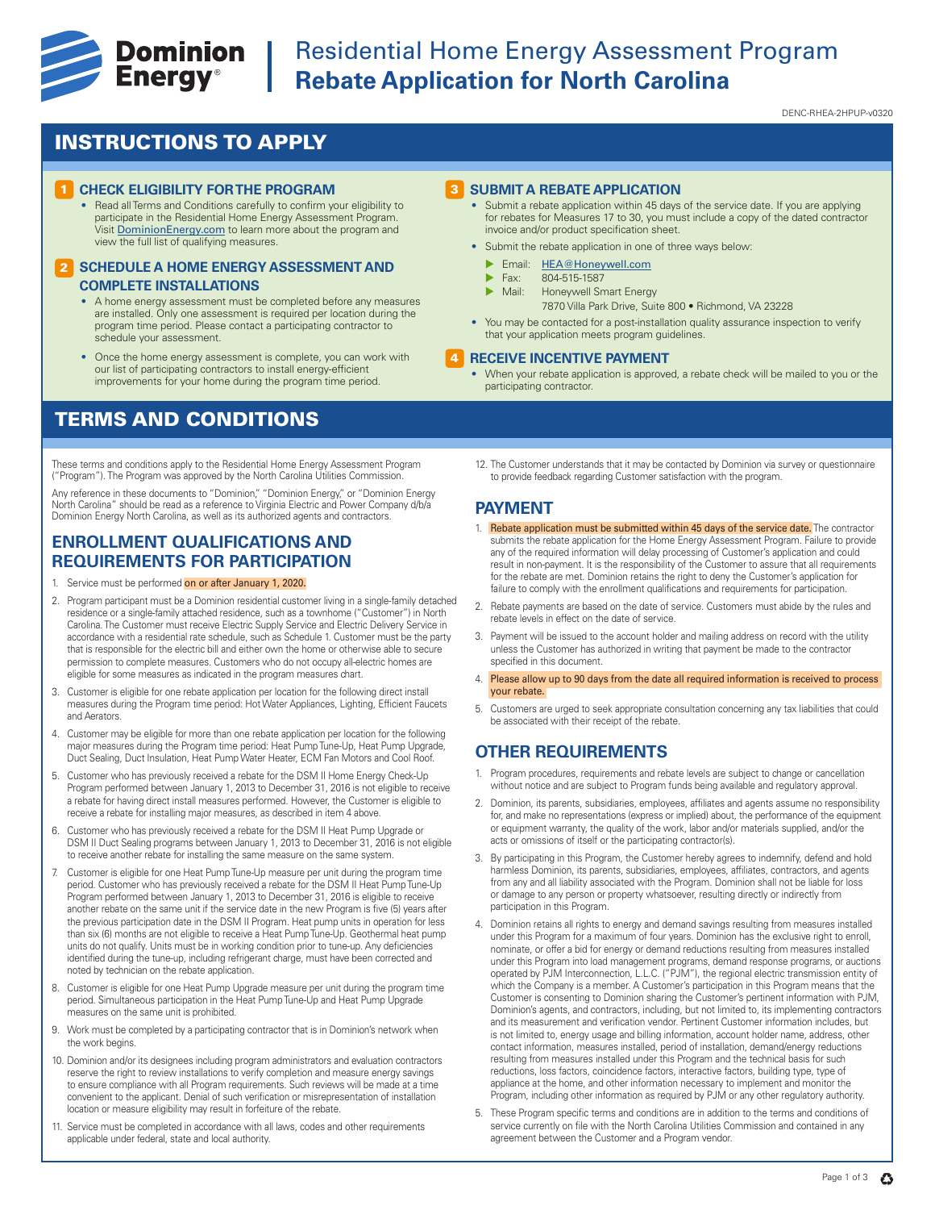# Residential Home Energy Assessment Program
# Rebate Application for North Carolina

DENC-RHEA-2HPUP-v0320

## INSTRUCTIONS TO APPLY

### 1 CHECK ELIGIBILITY FOR THE PROGRAM

- Read all Terms and Conditions carefully to confirm your eligibility to participate in the Residential Home Energy Assessment Program. Visit DominionEnergy.com to learn more about the program and view the full list of qualifying measures.

### 2 SCHEDULE A HOME ENERGY ASSESSMENT AND COMPLETE INSTALLATIONS

- A home energy assessment must be completed before any measures are installed. Only one assessment is required per location during the program time period. Please contact a participating contractor to schedule your assessment.
- Once the home energy assessment is complete, you can work with our list of participating contractors to install energy-efficient improvements for your home during the program time period.

### 3 SUBMIT A REBATE APPLICATION

- Submit a rebate application within 45 days of the service date. If you are applying for rebates for Measures 17 to 30, you must include a copy of the dated contractor invoice and/or product specification sheet.
- Submit the rebate application in one of three ways below:
  - Email: HEA@Honeywell.com
  - Fax: 804-515-1587
  - Mail: Honeywell Smart Energy
    7870 Villa Park Drive, Suite 800 • Richmond, VA 23228
- You may be contacted for a post-installation quality assurance inspection to verify that your application meets program guidelines.

### 4 RECEIVE INCENTIVE PAYMENT

- When your rebate application is approved, a rebate check will be mailed to you or the participating contractor.

## TERMS AND CONDITIONS

These terms and conditions apply to the Residential Home Energy Assessment Program ("Program"). The Program was approved by the North Carolina Utilities Commission.

Any reference in these documents to "Dominion," "Dominion Energy," or "Dominion Energy North Carolina" should be read as a reference to Virginia Electric and Power Company d/b/a Dominion Energy North Carolina, as well as its authorized agents and contractors.

### ENROLLMENT QUALIFICATIONS AND REQUIREMENTS FOR PARTICIPATION

1. Service must be performed on or after January 1, 2020.
2. Program participant must be a Dominion residential customer living in a single-family detached residence or a single-family attached residence, such as a townhome ("Customer") in North Carolina. The Customer must receive Electric Supply Service and Electric Delivery Service in accordance with a residential rate schedule, such as Schedule 1. Customer must be the party that is responsible for the electric bill and either own the home or otherwise able to secure permission to complete measures. Customers who do not occupy all-electric homes are eligible for some measures as indicated in the program measures chart.
3. Customer is eligible for one rebate application per location for the following direct install measures during the Program time period: Hot Water Appliances, Lighting, Efficient Faucets and Aerators.
4. Customer may be eligible for more than one rebate application per location for the following major measures during the Program time period: Heat Pump Tune-Up, Heat Pump Upgrade, Duct Sealing, Duct Insulation, Heat Pump Water Heater, ECM Fan Motors and Cool Roof.
5. Customer who has previously received a rebate for the DSM II Home Energy Check-Up Program performed between January 1, 2013 to December 31, 2016 is not eligible to receive a rebate for having direct install measures performed. However, the Customer is eligible to receive a rebate for installing major measures, as described in item 4 above.
6. Customer who has previously received a rebate for the DSM II Heat Pump Upgrade or DSM II Duct Sealing programs between January 1, 2013 to December 31, 2016 is not eligible to receive another rebate for installing the same measure on the same system.
7. Customer is eligible for one Heat Pump Tune-Up measure per unit during the program time period. Customer who has previously received a rebate for the DSM II Heat Pump Tune-Up Program performed between January 1, 2013 to December 31, 2016 is eligible to receive another rebate on the same unit if the service date in the new Program is five (5) years after the previous participation date in the DSM II Program. Heat pump units in operation for less than six (6) months are not eligible to receive a Heat Pump Tune-Up. Geothermal heat pump units do not qualify. Units must be in working condition prior to tune-up. Any deficiencies identified during the tune-up, including refrigerant charge, must have been corrected and noted by technician on the rebate application.
8. Customer is eligible for one Heat Pump Upgrade measure per unit during the program time period. Simultaneous participation in the Heat Pump Tune-Up and Heat Pump Upgrade measures on the same unit is prohibited.
9. Work must be completed by a participating contractor that is in Dominion's network when the work begins.
10. Dominion and/or its designees including program administrators and evaluation contractors reserve the right to review installations to verify completion and measure energy savings to ensure compliance with all Program requirements. Such reviews will be made at a time convenient to the applicant. Denial of such verification or misrepresentation of installation location or measure eligibility may result in forfeiture of the rebate.
11. Service must be completed in accordance with all laws, codes and other requirements applicable under federal, state and local authority.
12. The Customer understands that it may be contacted by Dominion via survey or questionnaire to provide feedback regarding Customer satisfaction with the program.

### PAYMENT

1. Rebate application must be submitted within 45 days of the service date. The contractor submits the rebate application for the Home Energy Assessment Program. Failure to provide any of the required information will delay processing of Customer's application and could result in non-payment. It is the responsibility of the Customer to assure that all requirements for the rebate are met. Dominion retains the right to deny the Customer's application for failure to comply with the enrollment qualifications and requirements for participation.
2. Rebate payments are based on the date of service. Customers must abide by the rules and rebate levels in effect on the date of service.
3. Payment will be issued to the account holder and mailing address on record with the utility unless the Customer has authorized in writing that payment be made to the contractor specified in this document.
4. Please allow up to 90 days from the date all required information is received to process your rebate.
5. Customers are urged to seek appropriate consultation concerning any tax liabilities that could be associated with their receipt of the rebate.

### OTHER REQUIREMENTS

1. Program procedures, requirements and rebate levels are subject to change or cancellation without notice and are subject to Program funds being available and regulatory approval.
2. Dominion, its parents, subsidiaries, employees, affiliates and agents assume no responsibility for, and make no representations (express or implied) about, the performance of the equipment or equipment warranty, the quality of the work, labor and/or materials supplied, and/or the acts or omissions of itself or the participating contractor(s).
3. By participating in this Program, the Customer hereby agrees to indemnify, defend and hold harmless Dominion, its parents, subsidiaries, employees, affiliates, contractors, and agents from any and all liability associated with the Program. Dominion shall not be liable for loss or damage to any person or property whatsoever, resulting directly or indirectly from participation in this Program.
4. Dominion retains all rights to energy and demand savings resulting from measures installed under this Program for a maximum of four years. Dominion has the exclusive right to enroll, nominate, or offer a bid for energy or demand reductions resulting from measures installed under this Program into load management programs, demand response programs, or auctions operated by PJM Interconnection, L.L.C. ("PJM"), the regional electric transmission entity of which the Company is a member. A Customer's participation in this Program means that the Customer is consenting to Dominion sharing the Customer's pertinent information with PJM, Dominion's agents, and contractors, including, but not limited to, its implementing contractors and its measurement and verification vendor. Pertinent Customer information includes, but is not limited to, energy usage and billing information, account holder name, address, other contact information, measures installed, period of installation, demand/energy reductions resulting from measures installed under this Program and the technical basis for such reductions, loss factors, coincidence factors, interactive factors, building type, type of appliance at the home, and other information necessary to implement and monitor the Program, including other information as required by PJM or any other regulatory authority.
5. These Program specific terms and conditions are in addition to the terms and conditions of service currently on file with the North Carolina Utilities Commission and contained in any agreement between the Customer and a Program vendor.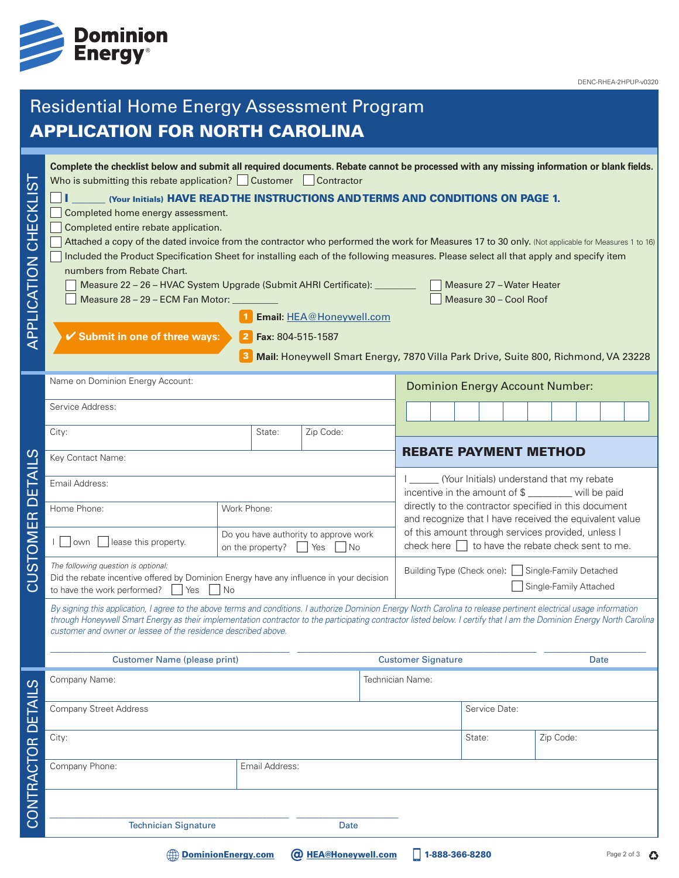DENC-RHEA-2HPUP-v0320

# Residential Home Energy Assessment Program
## APPLICATION FOR NORTH CAROLINA

## APPLICATION CHECKLIST

**Complete the checklist below and submit all required documents. Rebate cannot be processed with any missing information or blank fields.**

Who is submitting this rebate application? ☐ Customer ☐ Contractor

☐ **I ______ (Your Initials) HAVE READ THE INSTRUCTIONS AND TERMS AND CONDITIONS ON PAGE 1.**

☐ Completed home energy assessment.

☐ Completed entire rebate application.

☐ Attached a copy of the dated invoice from the contractor who performed the work for Measures 17 to 30 only. (Not applicable for Measures 1 to 16)

☐ Included the Product Specification Sheet for installing each of the following measures. Please select all that apply and specify item numbers from Rebate Chart.

- ☐ Measure 22 – 26 – HVAC System Upgrade (Submit AHRI Certificate): ________
- ☐ Measure 27 – Water Heater
- ☐ Measure 28 – 29 – ECM Fan Motor: ________
- ☐ Measure 30 – Cool Roof

**✔ Submit in one of three ways:**

1. **Email:** HEA@Honeywell.com
2. **Fax:** 804-515-1587
3. **Mail:** Honeywell Smart Energy, 7870 Villa Park Drive, Suite 800, Richmond, VA 23228

## CUSTOMER DETAILS

Name on Dominion Energy Account:

Service Address:

City: | State: | Zip Code:

Key Contact Name:

Email Address:

Home Phone: | Work Phone:

I ☐ own ☐ lease this property.

Do you have authority to approve work on the property? ☐ Yes ☐ No

*The following question is optional:*
Did the rebate incentive offered by Dominion Energy have any influence in your decision to have the work performed? ☐ Yes ☐ No

**Dominion Energy Account Number:**

| | | | | | | | | | |
|---|---|---|---|---|---|---|---|---|---|
| | | | | | | | | | |

### REBATE PAYMENT METHOD

I ______ (Your Initials) understand that my rebate incentive in the amount of $ ________ will be paid directly to the contractor specified in this document and recognize that I have received the equivalent value of this amount through services provided, unless I check here ☐ to have the rebate check sent to me.

Building Type (Check one): ☐ Single-Family Detached ☐ Single-Family Attached

*By signing this application, I agree to the above terms and conditions. I authorize Dominion Energy North Carolina to release pertinent electrical usage information through Honeywell Smart Energy as their implementation contractor to the participating contractor listed below. I certify that I am the Dominion Energy North Carolina customer and owner or lessee of the residence described above.*

______________________ Customer Name (please print) ______________________ Customer Signature ____________ Date

## CONTRACTOR DETAILS

Company Name: | Technician Name:

Company Street Address | Service Date:

City: | State: | Zip Code:

Company Phone: | Email Address:

______________________ Technician Signature ____________ Date

DominionEnergy.com | HEA@Honeywell.com | 1-888-366-8280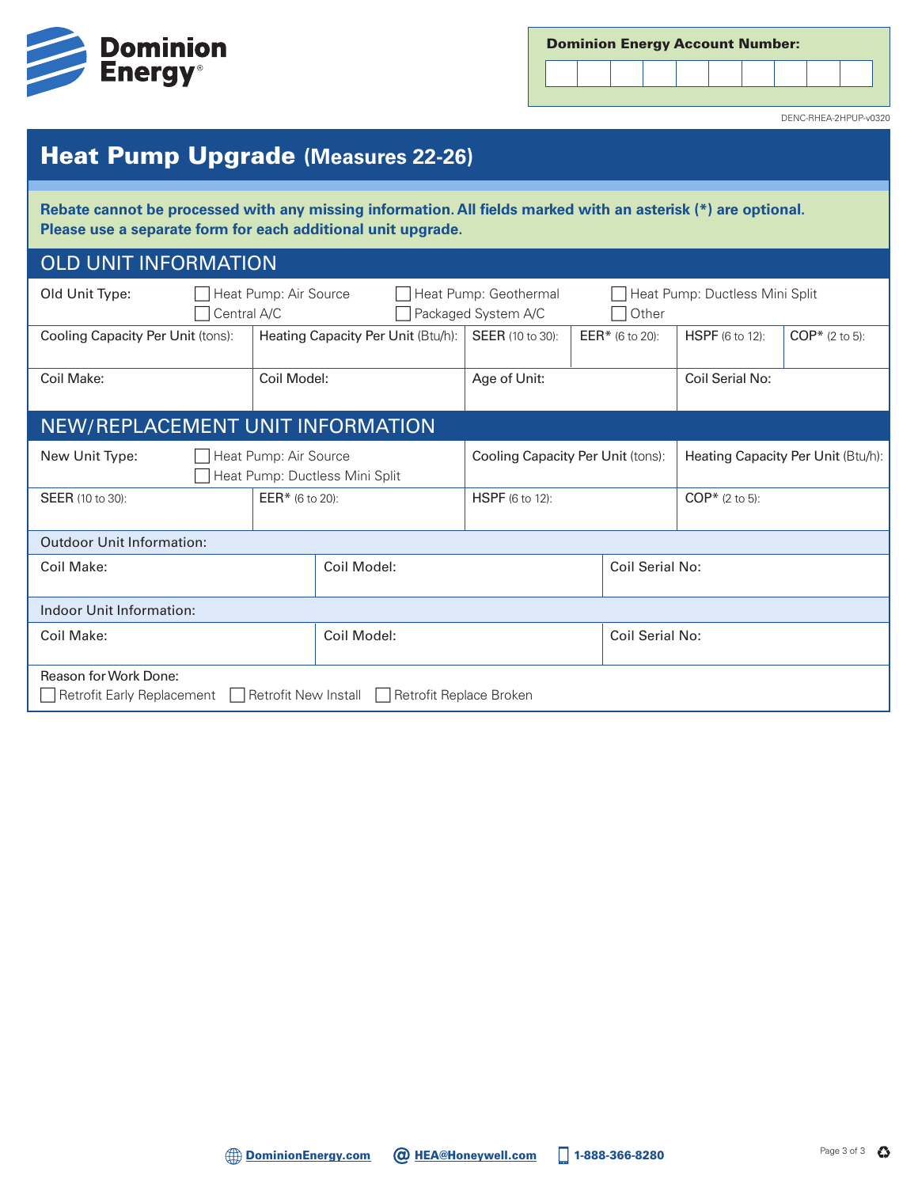Dominion Energy

**Dominion Energy Account Number:**

| | | | | | | | | | |
|---|---|---|---|---|---|---|---|---|---|
| | | | | | | | | | |

DENC-RHEA-2HPUP-v0320

# Heat Pump Upgrade (Measures 22-26)

**Rebate cannot be processed with any missing information. All fields marked with an asterisk (*) are optional. Please use a separate form for each additional unit upgrade.**

## OLD UNIT INFORMATION

Old Unit Type: ☐ Heat Pump: Air Source ☐ Heat Pump: Geothermal ☐ Heat Pump: Ductless Mini Split ☐ Central A/C ☐ Packaged System A/C ☐ Other

| | | | | | |
|---|---|---|---|---|---|
| **Cooling Capacity Per Unit** (tons): | **Heating Capacity Per Unit** (Btu/h): | **SEER** (10 to 30): | **EER*** (6 to 20): | **HSPF** (6 to 12): | **COP*** (2 to 5): |
| Coil Make: | Coil Model: | Age of Unit: | | Coil Serial No: | |

## NEW/REPLACEMENT UNIT INFORMATION

| | | | |
|---|---|---|---|
| New Unit Type: ☐ Heat Pump: Air Source ☐ Heat Pump: Ductless Mini Split | | **Cooling Capacity Per Unit** (tons): | **Heating Capacity Per Unit** (Btu/h): |
| **SEER** (10 to 30): | **EER*** (6 to 20): | **HSPF** (6 to 12): | **COP*** (2 to 5): |

**Outdoor Unit Information:**

| | | |
|---|---|---|
| Coil Make: | Coil Model: | Coil Serial No: |

**Indoor Unit Information:**

| | | |
|---|---|---|
| Coil Make: | Coil Model: | Coil Serial No: |

Reason for Work Done:
☐ Retrofit Early Replacement ☐ Retrofit New Install ☐ Retrofit Replace Broken

DominionEnergy.com HEA@Honeywell.com 1-888-366-8280